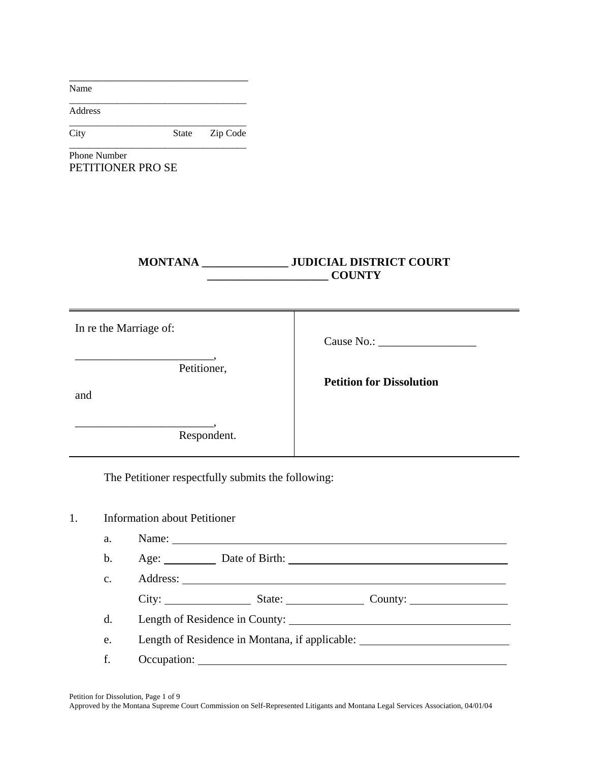\_\_\_\_\_\_\_\_\_\_\_\_\_\_\_\_\_\_\_\_\_\_\_\_\_\_\_\_\_\_\_\_\_\_\_
Name
\_\_\_\_\_\_\_\_\_\_\_\_\_\_\_\_\_\_\_\_\_\_\_\_\_\_\_\_\_\_\_\_\_\_\_
Address
\_\_\_\_\_\_\_\_\_\_\_\_\_\_\_\_\_\_\_\_\_\_\_\_\_\_\_\_\_\_\_\_\_\_\_
City State Zip Code
\_\_\_\_\_\_\_\_\_\_\_\_\_\_\_\_\_\_\_\_\_\_\_\_\_\_\_\_\_\_\_\_\_\_\_
Phone Number
PETITIONER PRO SE

**MONTANA \_\_\_\_\_\_\_\_\_\_\_\_\_\_\_ JUDICIAL DISTRICT COURT**
**\_\_\_\_\_\_\_\_\_\_\_\_\_\_\_\_\_\_\_\_\_ COUNTY**

| | |
|---|---|
| In re the Marriage of:<br><br>\_\_\_\_\_\_\_\_\_\_\_\_\_\_\_\_\_\_\_\_\_\_\_\_,<br>Petitioner,<br><br>and<br><br>\_\_\_\_\_\_\_\_\_\_\_\_\_\_\_\_\_\_\_\_\_\_\_\_,<br>Respondent. | Cause No.: \_\_\_\_\_\_\_\_\_\_\_\_\_\_\_\_\_<br><br>**Petition for Dissolution** |

The Petitioner respectfully submits the following:

1. Information about Petitioner
   a. Name: \_\_\_\_\_\_\_\_\_\_\_\_\_\_\_\_\_\_\_\_\_\_\_\_\_\_\_\_\_\_\_\_\_\_\_\_\_\_\_\_
   b. Age: \_\_\_\_\_\_\_\_ Date of Birth: \_\_\_\_\_\_\_\_\_\_\_\_\_\_\_\_\_\_\_\_\_\_\_\_\_\_\_\_
   c. Address: \_\_\_\_\_\_\_\_\_\_\_\_\_\_\_\_\_\_\_\_\_\_\_\_\_\_\_\_\_\_\_\_\_\_\_\_\_\_\_\_
      City: \_\_\_\_\_\_\_\_\_\_\_\_\_\_\_ State: \_\_\_\_\_\_\_\_\_\_\_\_\_ County: \_\_\_\_\_\_\_\_\_\_\_\_\_\_\_\_
   d. Length of Residence in County: \_\_\_\_\_\_\_\_\_\_\_\_\_\_\_\_\_\_\_\_\_\_\_\_\_\_\_\_\_\_\_\_
   e. Length of Residence in Montana, if applicable: \_\_\_\_\_\_\_\_\_\_\_\_\_\_\_\_\_\_\_\_\_\_\_
   f. Occupation: \_\_\_\_\_\_\_\_\_\_\_\_\_\_\_\_\_\_\_\_\_\_\_\_\_\_\_\_\_\_\_\_\_\_\_\_\_\_\_\_

Approved by the Montana Supreme Court Commission on Self-Represented Litigants and Montana Legal Services Association, 04/01/04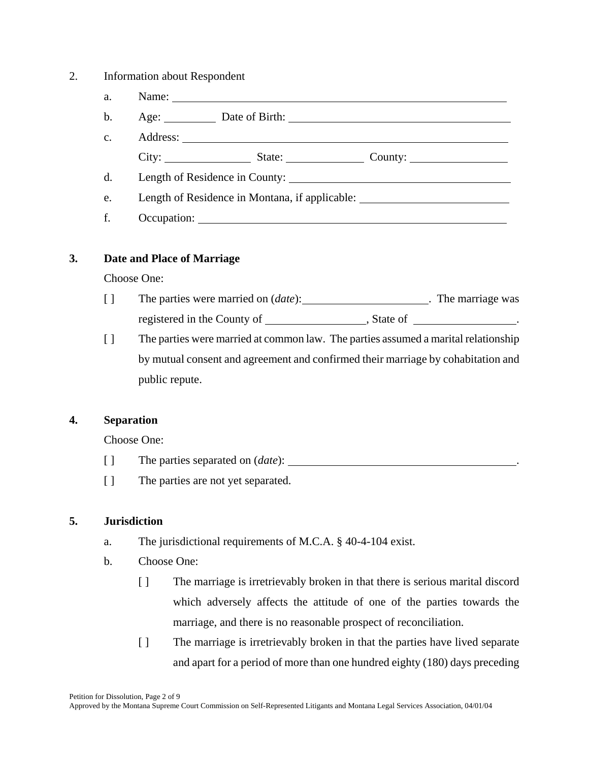2. Information about Respondent

   a. Name: \_\_\_\_\_\_\_\_\_\_\_\_\_\_\_\_\_\_\_\_\_\_\_\_\_\_\_\_\_\_\_\_\_\_\_\_\_\_\_\_\_\_\_\_\_\_\_\_

   b. Age: \_\_\_\_\_\_\_\_\_ Date of Birth: \_\_\_\_\_\_\_\_\_\_\_\_\_\_\_\_\_\_\_\_\_\_\_\_\_\_\_\_\_\_

   c. Address: \_\_\_\_\_\_\_\_\_\_\_\_\_\_\_\_\_\_\_\_\_\_\_\_\_\_\_\_\_\_\_\_\_\_\_\_\_\_\_\_\_\_\_\_\_\_

      City: \_\_\_\_\_\_\_\_\_\_\_\_\_\_\_ State: \_\_\_\_\_\_\_\_\_\_\_\_\_ County: \_\_\_\_\_\_\_\_\_\_\_\_\_\_\_\_

   d. Length of Residence in County: \_\_\_\_\_\_\_\_\_\_\_\_\_\_\_\_\_\_\_\_\_\_\_\_\_\_\_\_\_\_\_\_

   e. Length of Residence in Montana, if applicable: \_\_\_\_\_\_\_\_\_\_\_\_\_\_\_\_\_\_\_\_\_\_

   f. Occupation: \_\_\_\_\_\_\_\_\_\_\_\_\_\_\_\_\_\_\_\_\_\_\_\_\_\_\_\_\_\_\_\_\_\_\_\_\_\_\_\_\_\_\_\_

**3. Date and Place of Marriage**

Choose One:

[ ] The parties were married on (*date*):\_\_\_\_\_\_\_\_\_\_\_\_\_\_\_\_\_\_\_\_\_\_. The marriage was registered in the County of \_\_\_\_\_\_\_\_\_\_\_\_\_\_\_\_\_\_, State of \_\_\_\_\_\_\_\_\_\_\_\_\_\_\_\_\_\_.

[ ] The parties were married at common law. The parties assumed a marital relationship by mutual consent and agreement and confirmed their marriage by cohabitation and public repute.

**4. Separation**

Choose One:

[ ] The parties separated on (*date*): \_\_\_\_\_\_\_\_\_\_\_\_\_\_\_\_\_\_\_\_\_\_\_\_\_\_\_\_\_\_\_\_\_\_\_\_\_\_\_\_.

[ ] The parties are not yet separated.

**5. Jurisdiction**

a. The jurisdictional requirements of M.C.A. § 40-4-104 exist.

b. Choose One:

   [ ] The marriage is irretrievably broken in that there is serious marital discord which adversely affects the attitude of one of the parties towards the marriage, and there is no reasonable prospect of reconciliation.

   [ ] The marriage is irretrievably broken in that the parties have lived separate and apart for a period of more than one hundred eighty (180) days preceding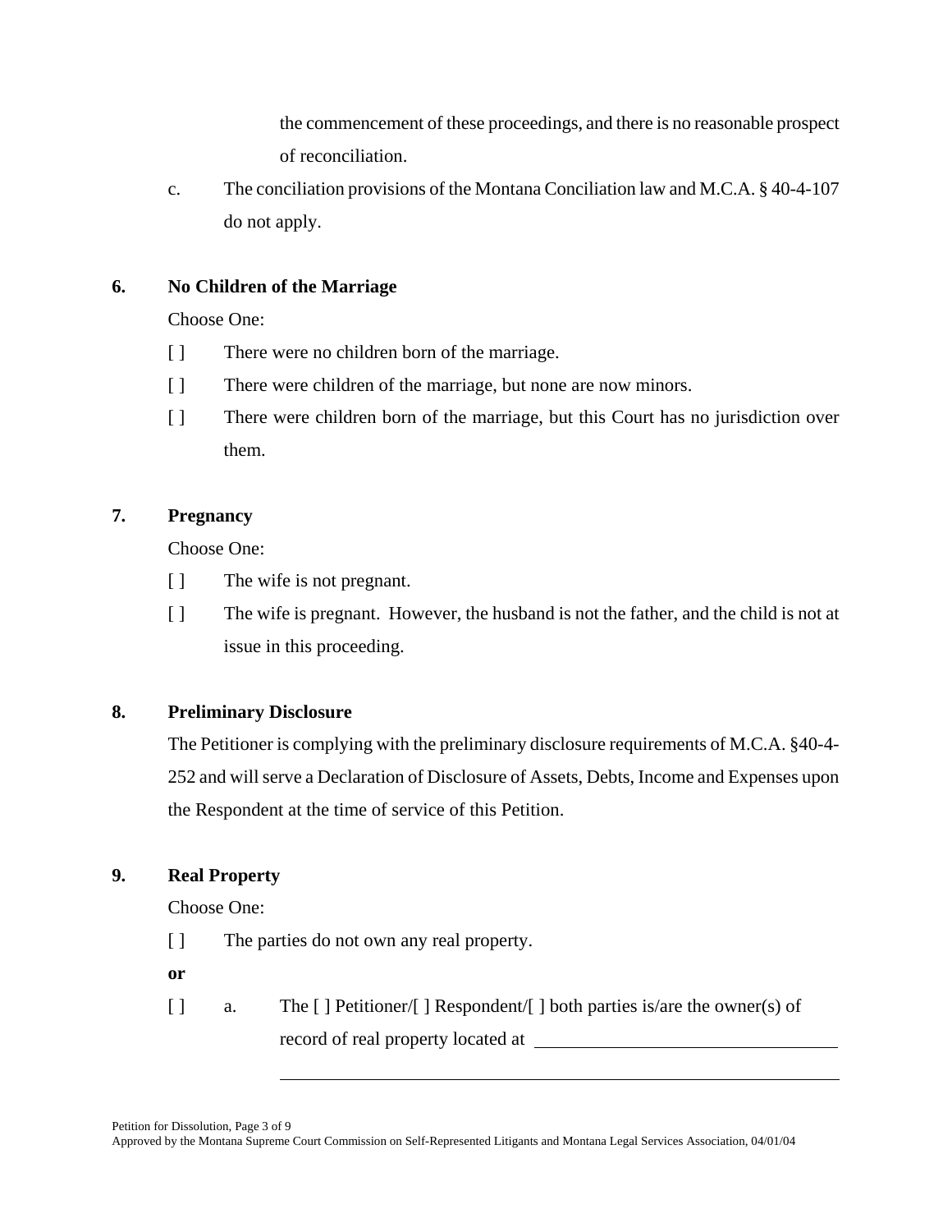the commencement of these proceedings, and there is no reasonable prospect of reconciliation.

c. The conciliation provisions of the Montana Conciliation law and M.C.A. § 40-4-107 do not apply.

**6. No Children of the Marriage**

Choose One:

[ ] There were no children born of the marriage.

[ ] There were children of the marriage, but none are now minors.

[ ] There were children born of the marriage, but this Court has no jurisdiction over them.

**7. Pregnancy**

Choose One:

[ ] The wife is not pregnant.

[ ] The wife is pregnant. However, the husband is not the father, and the child is not at issue in this proceeding.

**8. Preliminary Disclosure**

The Petitioner is complying with the preliminary disclosure requirements of M.C.A. §40-4-252 and will serve a Declaration of Disclosure of Assets, Debts, Income and Expenses upon the Respondent at the time of service of this Petition.

**9. Real Property**

Choose One:

[ ] The parties do not own any real property.

**or**

[ ] a. The [ ] Petitioner/[ ] Respondent/[ ] both parties is/are the owner(s) of record of real property located at \_\_\_\_\_\_\_\_\_\_\_\_\_\_\_\_\_\_\_\_\_\_\_\_\_\_\_\_\_\_\_\_\_\_

\_\_\_\_\_\_\_\_\_\_\_\_\_\_\_\_\_\_\_\_\_\_\_\_\_\_\_\_\_\_\_\_\_\_\_\_\_\_\_\_\_\_\_\_\_\_\_\_\_\_\_\_\_\_\_\_\_\_\_\_

Petition for Dissolution, Page 3 of 9
Approved by the Montana Supreme Court Commission on Self-Represented Litigants and Montana Legal Services Association, 04/01/04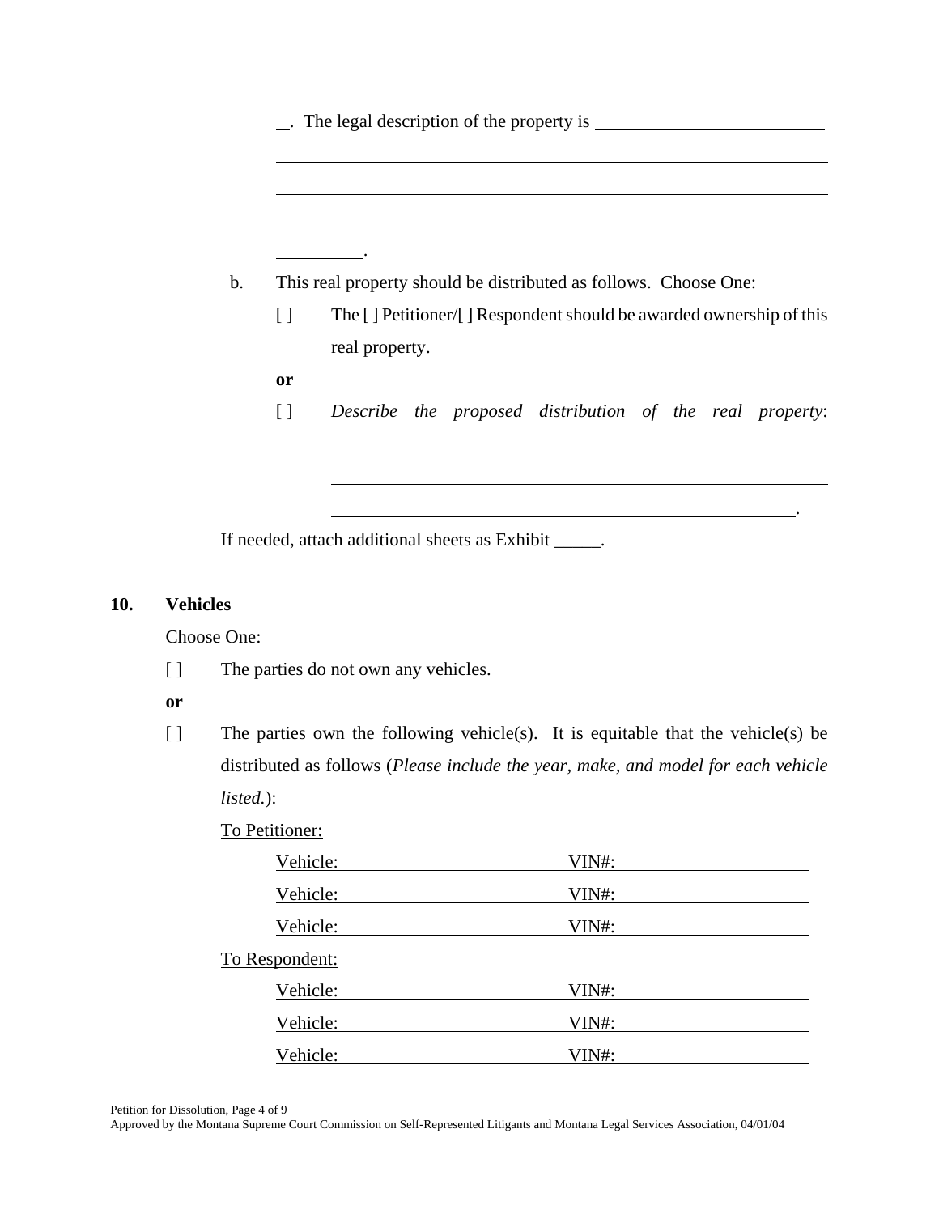_. The legal description of the property is ____________________________

______________________________________________________________________

______________________________________________________________________

______________________________________________________________________

__________.

b. This real property should be distributed as follows. Choose One:

[ ] The [ ] Petitioner/[ ] Respondent should be awarded ownership of this real property.

**or**

[ ] *Describe the proposed distribution of the real property*:

______________________________________________________________________

______________________________________________________________________

_____________________________________________________________________.

If needed, attach additional sheets as Exhibit _____.

**10. Vehicles**

Choose One:

[ ] The parties do not own any vehicles.

**or**

[ ] The parties own the following vehicle(s). It is equitable that the vehicle(s) be distributed as follows (*Please include the year, make, and model for each vehicle listed.*):

To Petitioner:

Vehicle: ______________________ VIN#: ______________________

Vehicle: ______________________ VIN#: ______________________

Vehicle: ______________________ VIN#: ______________________

To Respondent:

Vehicle: ______________________ VIN#: ______________________

Vehicle: ______________________ VIN#: ______________________

Vehicle: ______________________ VIN#: ______________________

Approved by the Montana Supreme Court Commission on Self-Represented Litigants and Montana Legal Services Association, 04/01/04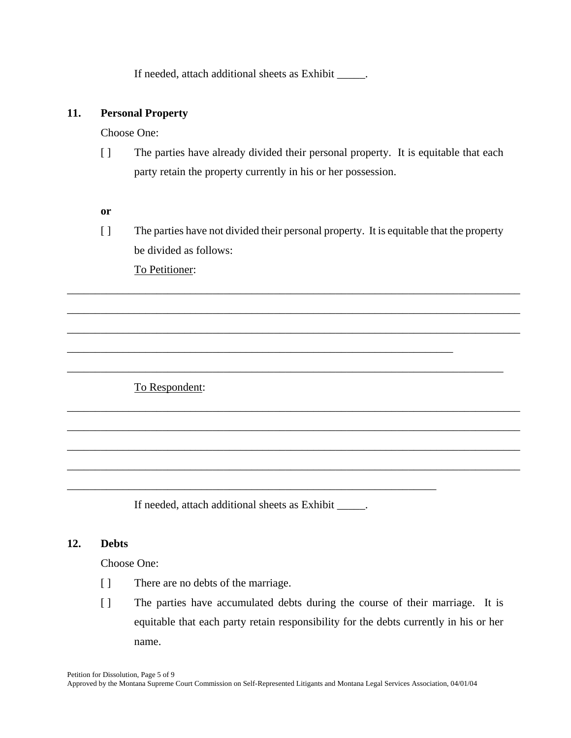If needed, attach additional sheets as Exhibit _____.

**11. Personal Property**

Choose One:

[ ] The parties have already divided their personal property. It is equitable that each party retain the property currently in his or her possession.

**or**

[ ] The parties have not divided their personal property. It is equitable that the property be divided as follows:

To Petitioner:

_______________________________________________________________________________

_______________________________________________________________________________

_______________________________________________________________________________

__________________________________________________________________

___________________________________________________________________________

To Respondent:

_______________________________________________________________________________

_______________________________________________________________________________

_______________________________________________________________________________

_______________________________________________________________________________

_______________________________________________________________

If needed, attach additional sheets as Exhibit _____.

**12. Debts**

Choose One:

[ ] There are no debts of the marriage.

[ ] The parties have accumulated debts during the course of their marriage. It is equitable that each party retain responsibility for the debts currently in his or her name.

Petition for Dissolution, Page 5 of 9
Approved by the Montana Supreme Court Commission on Self-Represented Litigants and Montana Legal Services Association, 04/01/04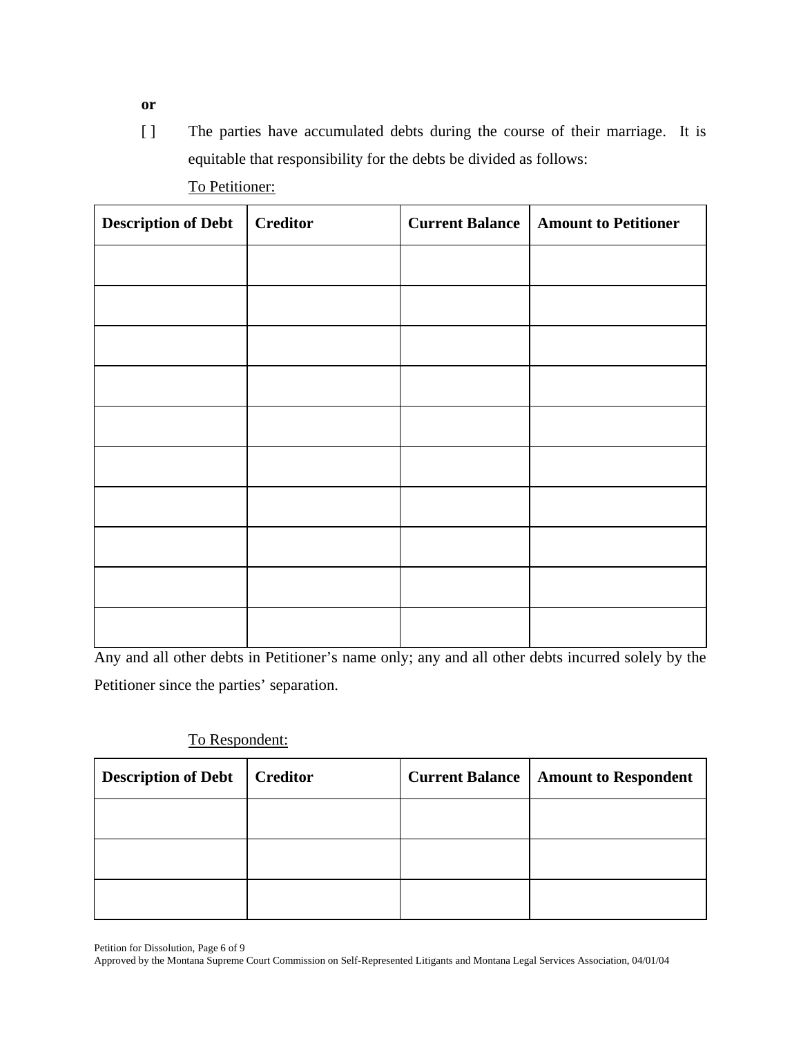**or**

[ ] The parties have accumulated debts during the course of their marriage. It is equitable that responsibility for the debts be divided as follows:

To Petitioner:

| Description of Debt | Creditor | Current Balance | Amount to Petitioner |
|---|---|---|---|
| | | | |
| | | | |
| | | | |
| | | | |
| | | | |
| | | | |
| | | | |
| | | | |
| | | | |
| | | | |

Any and all other debts in Petitioner's name only; any and all other debts incurred solely by the Petitioner since the parties' separation.

To Respondent:

| Description of Debt | Creditor | Current Balance | Amount to Respondent |
|---|---|---|---|
| | | | |
| | | | |
| | | | |

Approved by the Montana Supreme Court Commission on Self-Represented Litigants and Montana Legal Services Association, 04/01/04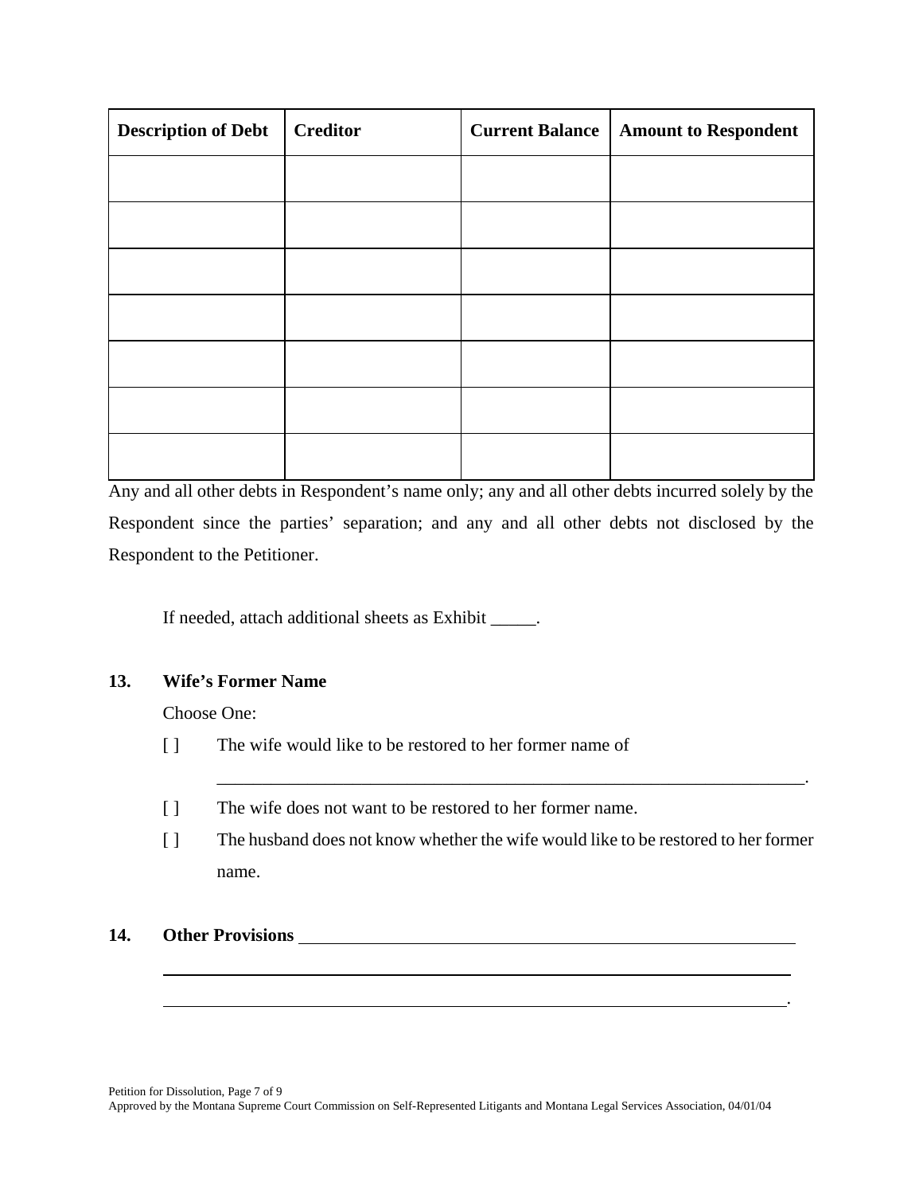| Description of Debt | Creditor | Current Balance | Amount to Respondent |
| --- | --- | --- | --- |
| | | | |
| | | | |
| | | | |
| | | | |
| | | | |
| | | | |
| | | | |

Any and all other debts in Respondent's name only; any and all other debts incurred solely by the Respondent since the parties' separation; and any and all other debts not disclosed by the Respondent to the Petitioner.

If needed, attach additional sheets as Exhibit _____.

**13. Wife's Former Name**

Choose One:

[ ] The wife would like to be restored to her former name of

_____________________________________________________________________.

[ ] The wife does not want to be restored to her former name.

[ ] The husband does not know whether the wife would like to be restored to her former name.

**14. Other Provisions** ____________________________________________________________

_____________________________________________________________________________

_____________________________________________________________________________.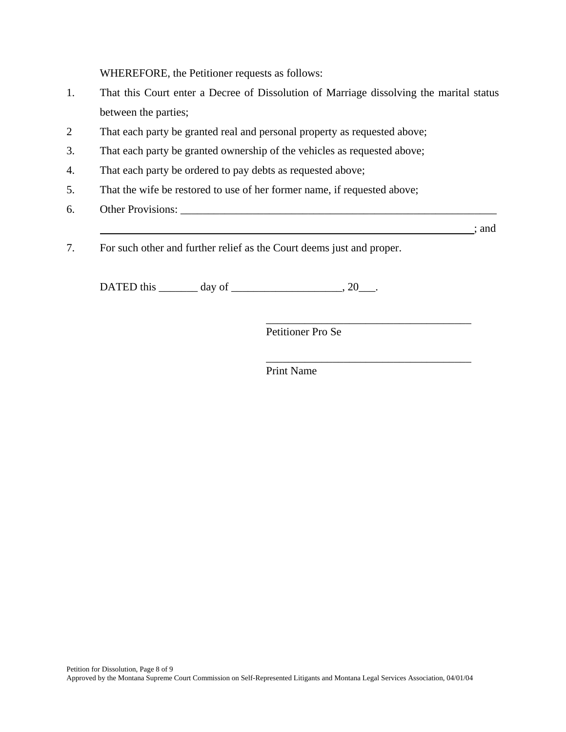WHEREFORE, the Petitioner requests as follows:

1. That this Court enter a Decree of Dissolution of Marriage dissolving the marital status between the parties;
2 That each party be granted real and personal property as requested above;
3. That each party be granted ownership of the vehicles as requested above;
4. That each party be ordered to pay debts as requested above;
5. That the wife be restored to use of her former name, if requested above;
6. Other Provisions: ____________________________________________________________
_________________________________________________________________________; and
7. For such other and further relief as the Court deems just and proper.

DATED this _______ day of ___________________, 20___.

_____________________________________
Petitioner Pro Se

_____________________________________
Print Name

Petition for Dissolution
Approved by the Montana Supreme Court Commission on Self-Represented Litigants and Montana Legal Services Association, 04/01/04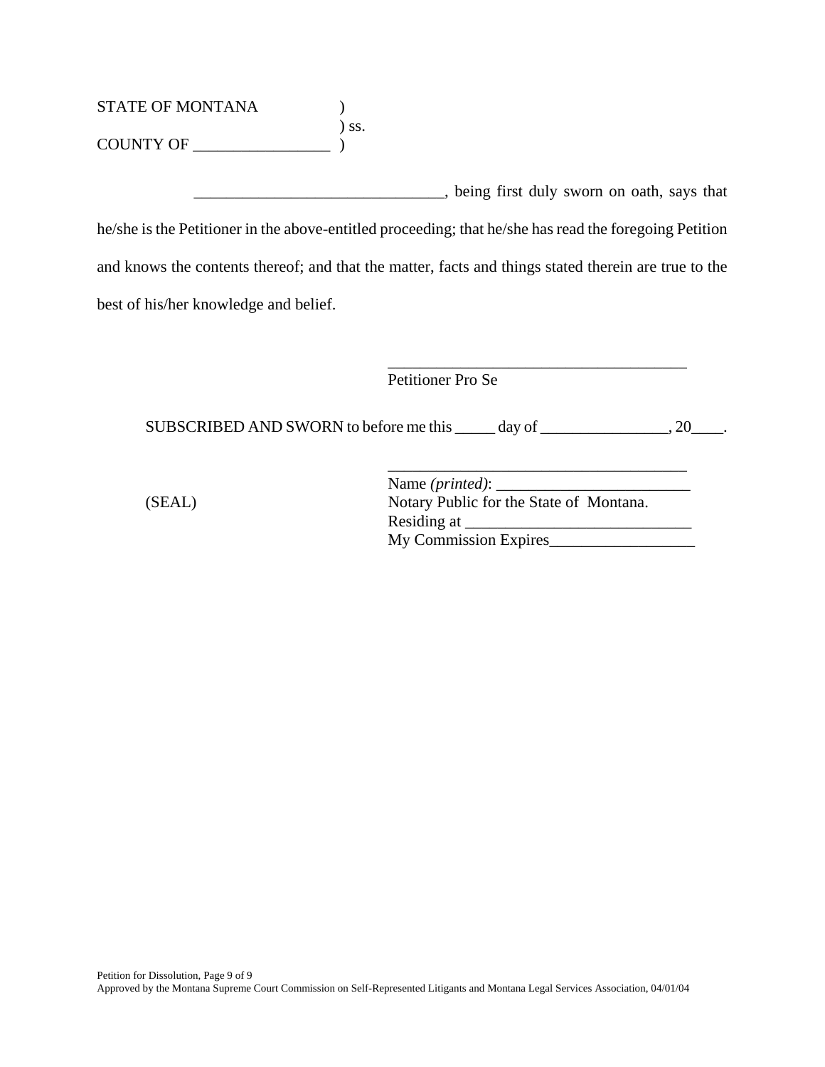STATE OF MONTANA )
) ss.
COUNTY OF _________________ )

_______________________________, being first duly sworn on oath, says that he/she is the Petitioner in the above-entitled proceeding; that he/she has read the foregoing Petition and knows the contents thereof; and that the matter, facts and things stated therein are true to the best of his/her knowledge and belief.

______________________________________
Petitioner Pro Se

SUBSCRIBED AND SWORN to before me this _____ day of ________________, 20____.

______________________________________
Name *(printed)*: ________________________
Notary Public for the State of Montana.
Residing at ____________________________
My Commission Expires__________________

(SEAL)

Approved by the Montana Supreme Court Commission on Self-Represented Litigants and Montana Legal Services Association, 04/01/04